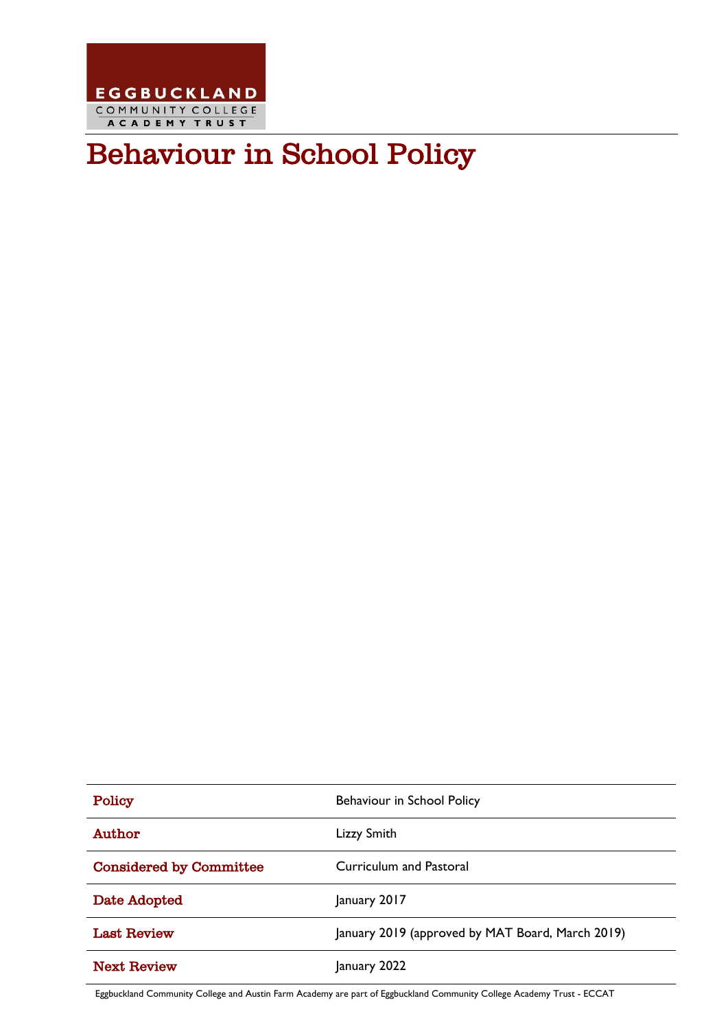EGGBUCKLAND
COMMUNITY COLLEGE
ACADEMY TRUST

# Behaviour in School Policy

| | |
|---|---|
| **Policy** | Behaviour in School Policy |
| **Author** | Lizzy Smith |
| **Considered by Committee** | Curriculum and Pastoral |
| **Date Adopted** | January 2017 |
| **Last Review** | January 2019 (approved by MAT Board, March 2019) |
| **Next Review** | January 2022 |

Eggbuckland Community College and Austin Farm Academy are part of Eggbuckland Community College Academy Trust - ECCAT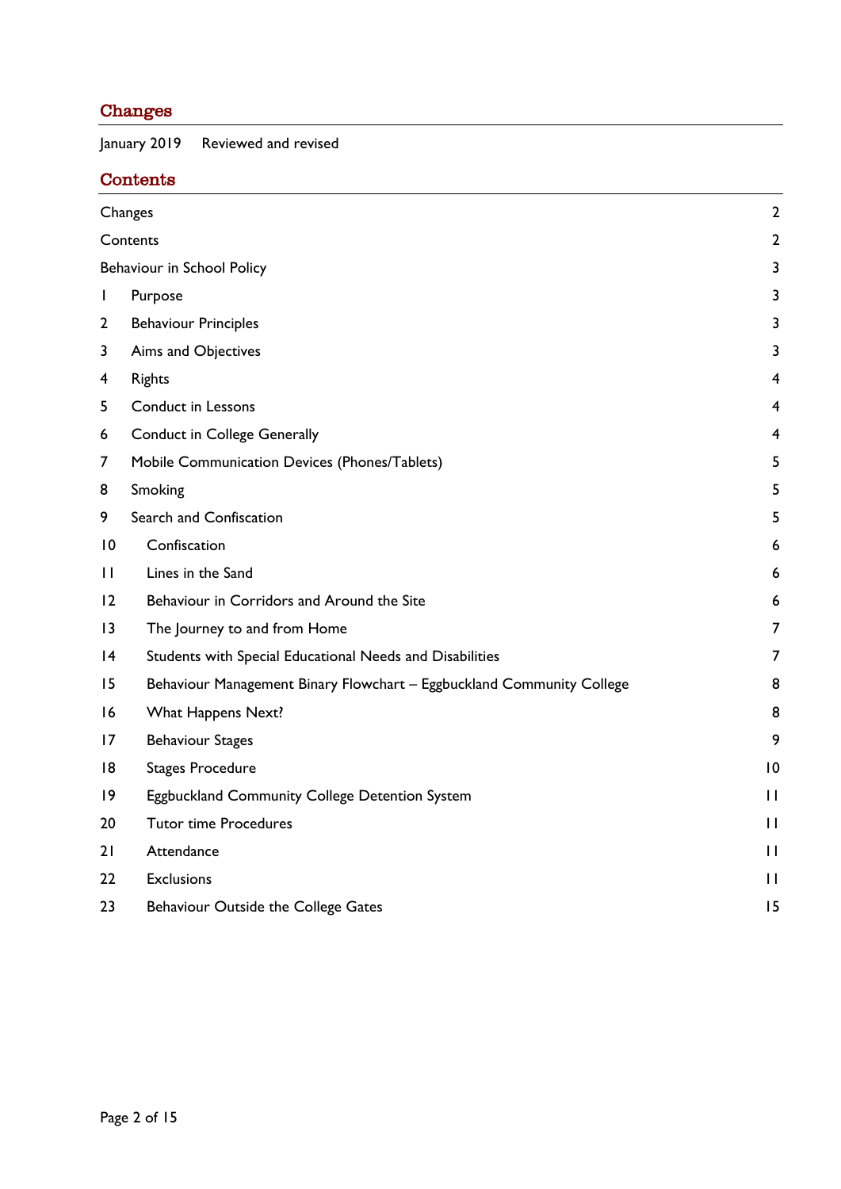## Changes

January 2019 Reviewed and revised

## Contents

| | | |
|---|---|---|
| Changes | | 2 |
| Contents | | 2 |
| Behaviour in School Policy | | 3 |
| 1 | Purpose | 3 |
| 2 | Behaviour Principles | 3 |
| 3 | Aims and Objectives | 3 |
| 4 | Rights | 4 |
| 5 | Conduct in Lessons | 4 |
| 6 | Conduct in College Generally | 4 |
| 7 | Mobile Communication Devices (Phones/Tablets) | 5 |
| 8 | Smoking | 5 |
| 9 | Search and Confiscation | 5 |
| 10 | Confiscation | 6 |
| 11 | Lines in the Sand | 6 |
| 12 | Behaviour in Corridors and Around the Site | 6 |
| 13 | The Journey to and from Home | 7 |
| 14 | Students with Special Educational Needs and Disabilities | 7 |
| 15 | Behaviour Management Binary Flowchart – Eggbuckland Community College | 8 |
| 16 | What Happens Next? | 8 |
| 17 | Behaviour Stages | 9 |
| 18 | Stages Procedure | 10 |
| 19 | Eggbuckland Community College Detention System | 11 |
| 20 | Tutor time Procedures | 11 |
| 21 | Attendance | 11 |
| 22 | Exclusions | 11 |
| 23 | Behaviour Outside the College Gates | 15 |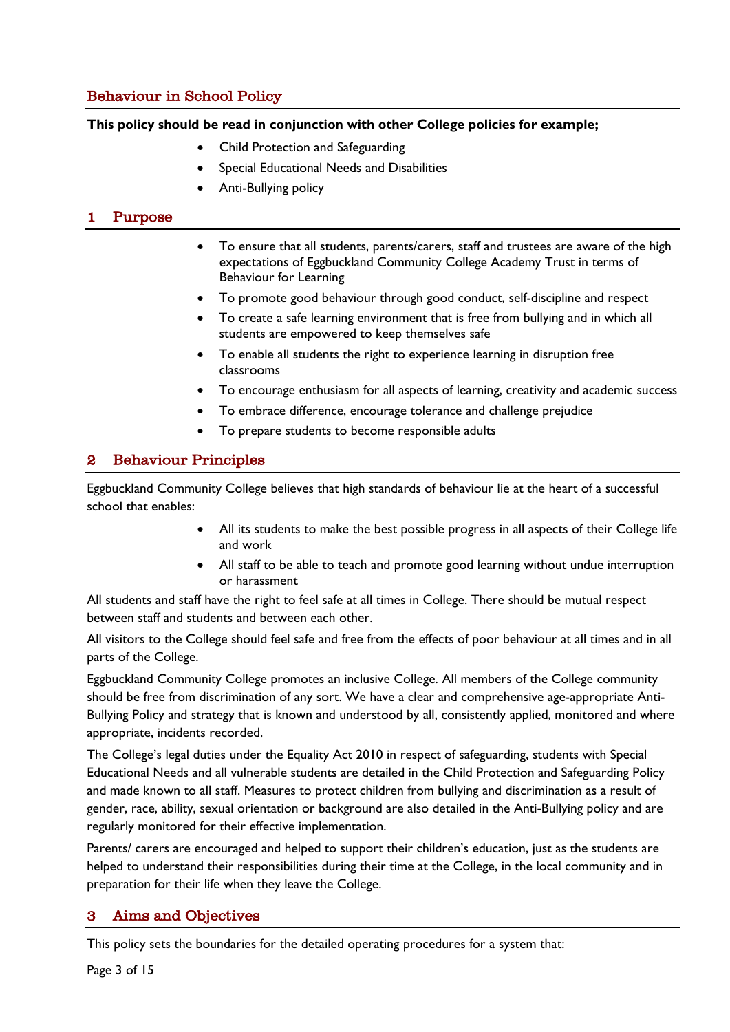## Behaviour in School Policy

**This policy should be read in conjunction with other College policies for example;**

- Child Protection and Safeguarding
- Special Educational Needs and Disabilities
- Anti-Bullying policy

## 1 Purpose

- To ensure that all students, parents/carers, staff and trustees are aware of the high expectations of Eggbuckland Community College Academy Trust in terms of Behaviour for Learning
- To promote good behaviour through good conduct, self-discipline and respect
- To create a safe learning environment that is free from bullying and in which all students are empowered to keep themselves safe
- To enable all students the right to experience learning in disruption free classrooms
- To encourage enthusiasm for all aspects of learning, creativity and academic success
- To embrace difference, encourage tolerance and challenge prejudice
- To prepare students to become responsible adults

## 2 Behaviour Principles

Eggbuckland Community College believes that high standards of behaviour lie at the heart of a successful school that enables:

- All its students to make the best possible progress in all aspects of their College life and work
- All staff to be able to teach and promote good learning without undue interruption or harassment

All students and staff have the right to feel safe at all times in College. There should be mutual respect between staff and students and between each other.

All visitors to the College should feel safe and free from the effects of poor behaviour at all times and in all parts of the College.

Eggbuckland Community College promotes an inclusive College. All members of the College community should be free from discrimination of any sort. We have a clear and comprehensive age-appropriate Anti-Bullying Policy and strategy that is known and understood by all, consistently applied, monitored and where appropriate, incidents recorded.

The College's legal duties under the Equality Act 2010 in respect of safeguarding, students with Special Educational Needs and all vulnerable students are detailed in the Child Protection and Safeguarding Policy and made known to all staff. Measures to protect children from bullying and discrimination as a result of gender, race, ability, sexual orientation or background are also detailed in the Anti-Bullying policy and are regularly monitored for their effective implementation.

Parents/ carers are encouraged and helped to support their children's education, just as the students are helped to understand their responsibilities during their time at the College, in the local community and in preparation for their life when they leave the College.

## 3 Aims and Objectives

This policy sets the boundaries for the detailed operating procedures for a system that: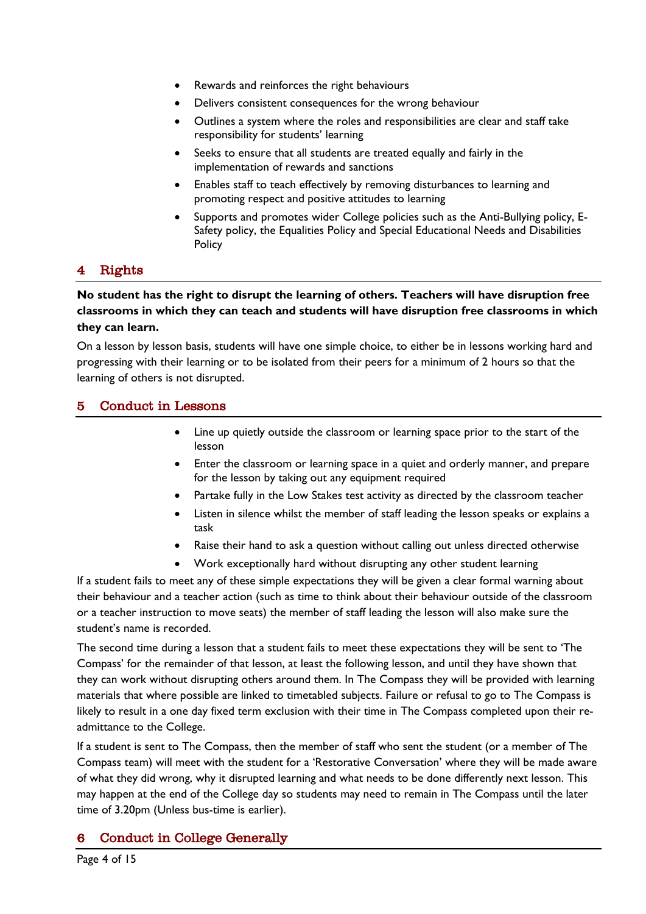- Rewards and reinforces the right behaviours
- Delivers consistent consequences for the wrong behaviour
- Outlines a system where the roles and responsibilities are clear and staff take responsibility for students' learning
- Seeks to ensure that all students are treated equally and fairly in the implementation of rewards and sanctions
- Enables staff to teach effectively by removing disturbances to learning and promoting respect and positive attitudes to learning
- Supports and promotes wider College policies such as the Anti-Bullying policy, E-Safety policy, the Equalities Policy and Special Educational Needs and Disabilities Policy

## 4 Rights

**No student has the right to disrupt the learning of others. Teachers will have disruption free classrooms in which they can teach and students will have disruption free classrooms in which they can learn.**

On a lesson by lesson basis, students will have one simple choice, to either be in lessons working hard and progressing with their learning or to be isolated from their peers for a minimum of 2 hours so that the learning of others is not disrupted.

## 5 Conduct in Lessons

- Line up quietly outside the classroom or learning space prior to the start of the lesson
- Enter the classroom or learning space in a quiet and orderly manner, and prepare for the lesson by taking out any equipment required
- Partake fully in the Low Stakes test activity as directed by the classroom teacher
- Listen in silence whilst the member of staff leading the lesson speaks or explains a task
- Raise their hand to ask a question without calling out unless directed otherwise
- Work exceptionally hard without disrupting any other student learning

If a student fails to meet any of these simple expectations they will be given a clear formal warning about their behaviour and a teacher action (such as time to think about their behaviour outside of the classroom or a teacher instruction to move seats) the member of staff leading the lesson will also make sure the student's name is recorded.

The second time during a lesson that a student fails to meet these expectations they will be sent to 'The Compass' for the remainder of that lesson, at least the following lesson, and until they have shown that they can work without disrupting others around them. In The Compass they will be provided with learning materials that where possible are linked to timetabled subjects. Failure or refusal to go to The Compass is likely to result in a one day fixed term exclusion with their time in The Compass completed upon their re-admittance to the College.

If a student is sent to The Compass, then the member of staff who sent the student (or a member of The Compass team) will meet with the student for a 'Restorative Conversation' where they will be made aware of what they did wrong, why it disrupted learning and what needs to be done differently next lesson. This may happen at the end of the College day so students may need to remain in The Compass until the later time of 3.20pm (Unless bus-time is earlier).

## 6 Conduct in College Generally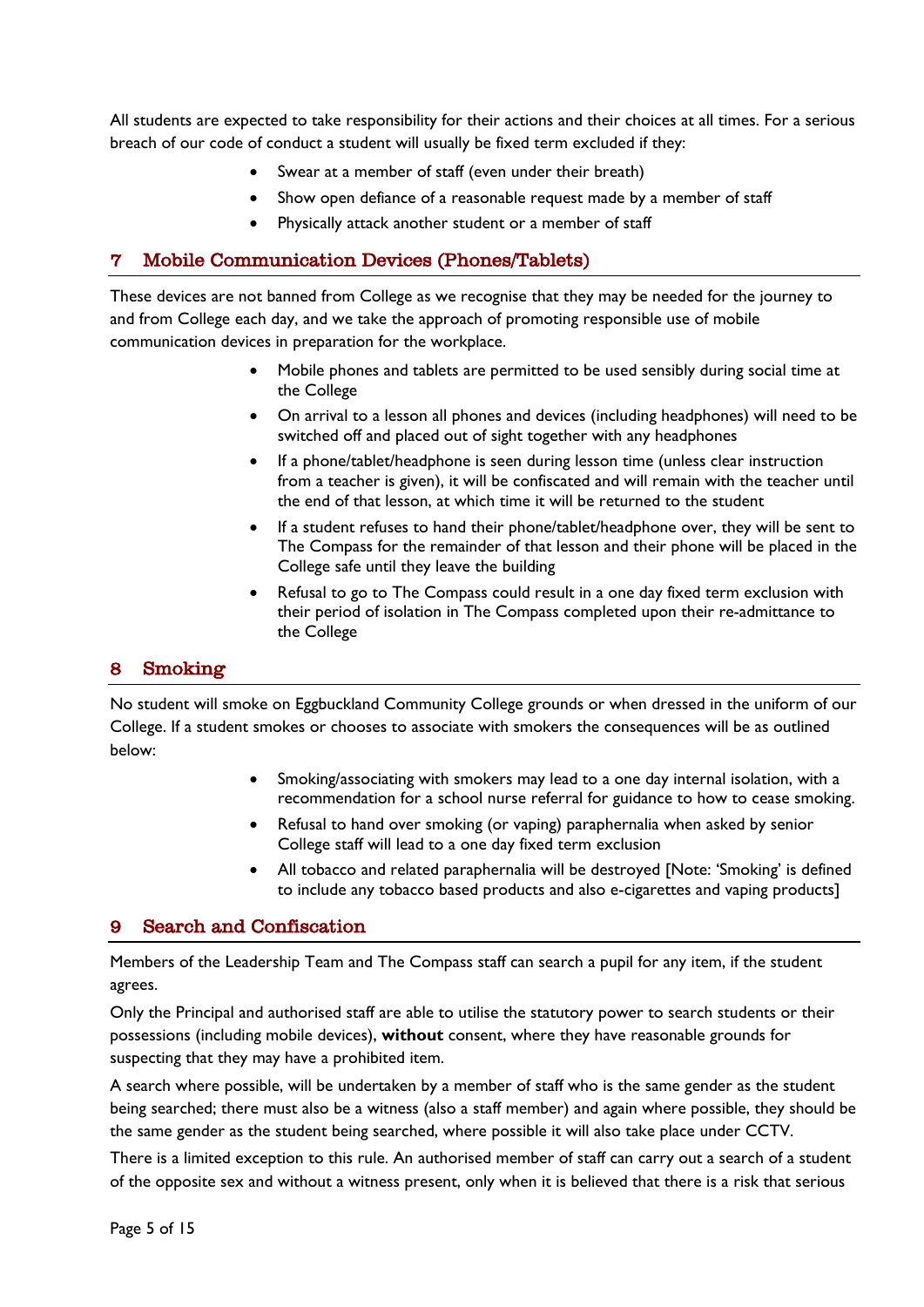All students are expected to take responsibility for their actions and their choices at all times. For a serious breach of our code of conduct a student will usually be fixed term excluded if they:

- Swear at a member of staff (even under their breath)
- Show open defiance of a reasonable request made by a member of staff
- Physically attack another student or a member of staff

## 7 Mobile Communication Devices (Phones/Tablets)

These devices are not banned from College as we recognise that they may be needed for the journey to and from College each day, and we take the approach of promoting responsible use of mobile communication devices in preparation for the workplace.

- Mobile phones and tablets are permitted to be used sensibly during social time at the College
- On arrival to a lesson all phones and devices (including headphones) will need to be switched off and placed out of sight together with any headphones
- If a phone/tablet/headphone is seen during lesson time (unless clear instruction from a teacher is given), it will be confiscated and will remain with the teacher until the end of that lesson, at which time it will be returned to the student
- If a student refuses to hand their phone/tablet/headphone over, they will be sent to The Compass for the remainder of that lesson and their phone will be placed in the College safe until they leave the building
- Refusal to go to The Compass could result in a one day fixed term exclusion with their period of isolation in The Compass completed upon their re-admittance to the College

## 8 Smoking

No student will smoke on Eggbuckland Community College grounds or when dressed in the uniform of our College. If a student smokes or chooses to associate with smokers the consequences will be as outlined below:

- Smoking/associating with smokers may lead to a one day internal isolation, with a recommendation for a school nurse referral for guidance to how to cease smoking.
- Refusal to hand over smoking (or vaping) paraphernalia when asked by senior College staff will lead to a one day fixed term exclusion
- All tobacco and related paraphernalia will be destroyed [Note: 'Smoking' is defined to include any tobacco based products and also e-cigarettes and vaping products]

## 9 Search and Confiscation

Members of the Leadership Team and The Compass staff can search a pupil for any item, if the student agrees.

Only the Principal and authorised staff are able to utilise the statutory power to search students or their possessions (including mobile devices), **without** consent, where they have reasonable grounds for suspecting that they may have a prohibited item.

A search where possible, will be undertaken by a member of staff who is the same gender as the student being searched; there must also be a witness (also a staff member) and again where possible, they should be the same gender as the student being searched, where possible it will also take place under CCTV.

There is a limited exception to this rule. An authorised member of staff can carry out a search of a student of the opposite sex and without a witness present, only when it is believed that there is a risk that serious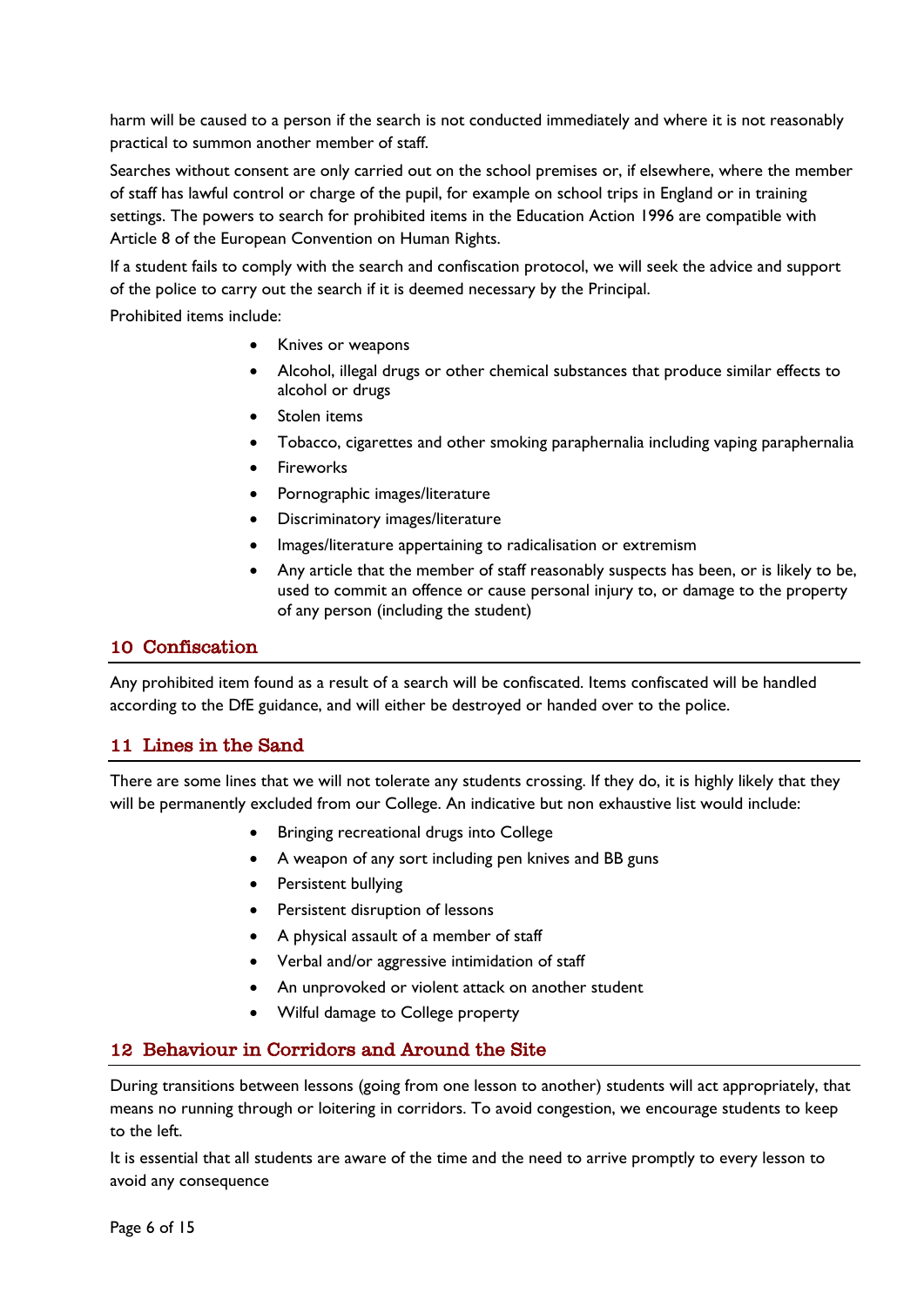harm will be caused to a person if the search is not conducted immediately and where it is not reasonably practical to summon another member of staff.

Searches without consent are only carried out on the school premises or, if elsewhere, where the member of staff has lawful control or charge of the pupil, for example on school trips in England or in training settings. The powers to search for prohibited items in the Education Action 1996 are compatible with Article 8 of the European Convention on Human Rights.

If a student fails to comply with the search and confiscation protocol, we will seek the advice and support of the police to carry out the search if it is deemed necessary by the Principal.

Prohibited items include:

- Knives or weapons
- Alcohol, illegal drugs or other chemical substances that produce similar effects to alcohol or drugs
- Stolen items
- Tobacco, cigarettes and other smoking paraphernalia including vaping paraphernalia
- Fireworks
- Pornographic images/literature
- Discriminatory images/literature
- Images/literature appertaining to radicalisation or extremism
- Any article that the member of staff reasonably suspects has been, or is likely to be, used to commit an offence or cause personal injury to, or damage to the property of any person (including the student)

## 10 Confiscation

Any prohibited item found as a result of a search will be confiscated. Items confiscated will be handled according to the DfE guidance, and will either be destroyed or handed over to the police.

## 11 Lines in the Sand

There are some lines that we will not tolerate any students crossing. If they do, it is highly likely that they will be permanently excluded from our College. An indicative but non exhaustive list would include:

- Bringing recreational drugs into College
- A weapon of any sort including pen knives and BB guns
- Persistent bullying
- Persistent disruption of lessons
- A physical assault of a member of staff
- Verbal and/or aggressive intimidation of staff
- An unprovoked or violent attack on another student
- Wilful damage to College property

## 12 Behaviour in Corridors and Around the Site

During transitions between lessons (going from one lesson to another) students will act appropriately, that means no running through or loitering in corridors. To avoid congestion, we encourage students to keep to the left.

It is essential that all students are aware of the time and the need to arrive promptly to every lesson to avoid any consequence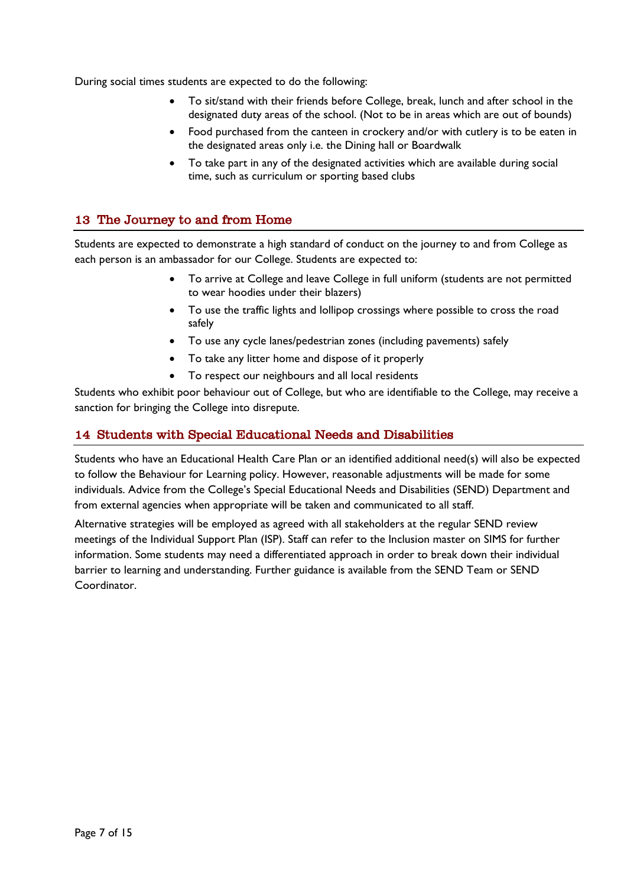During social times students are expected to do the following:

- To sit/stand with their friends before College, break, lunch and after school in the designated duty areas of the school. (Not to be in areas which are out of bounds)
- Food purchased from the canteen in crockery and/or with cutlery is to be eaten in the designated areas only i.e. the Dining hall or Boardwalk
- To take part in any of the designated activities which are available during social time, such as curriculum or sporting based clubs

## 13 The Journey to and from Home

Students are expected to demonstrate a high standard of conduct on the journey to and from College as each person is an ambassador for our College. Students are expected to:

- To arrive at College and leave College in full uniform (students are not permitted to wear hoodies under their blazers)
- To use the traffic lights and lollipop crossings where possible to cross the road safely
- To use any cycle lanes/pedestrian zones (including pavements) safely
- To take any litter home and dispose of it properly
- To respect our neighbours and all local residents

Students who exhibit poor behaviour out of College, but who are identifiable to the College, may receive a sanction for bringing the College into disrepute.

## 14 Students with Special Educational Needs and Disabilities

Students who have an Educational Health Care Plan or an identified additional need(s) will also be expected to follow the Behaviour for Learning policy. However, reasonable adjustments will be made for some individuals. Advice from the College's Special Educational Needs and Disabilities (SEND) Department and from external agencies when appropriate will be taken and communicated to all staff.

Alternative strategies will be employed as agreed with all stakeholders at the regular SEND review meetings of the Individual Support Plan (ISP). Staff can refer to the Inclusion master on SIMS for further information. Some students may need a differentiated approach in order to break down their individual barrier to learning and understanding. Further guidance is available from the SEND Team or SEND Coordinator.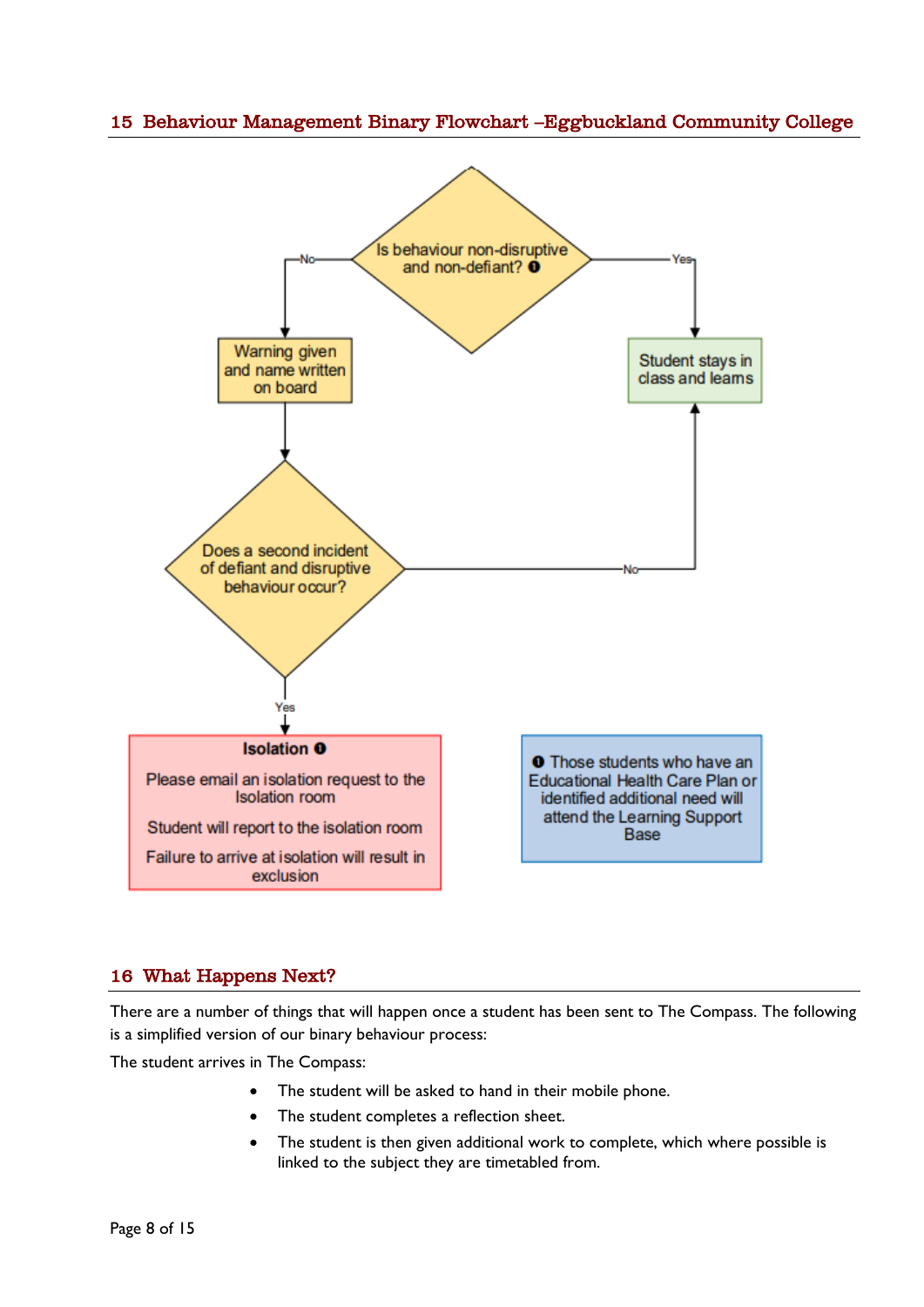## 15 Behaviour Management Binary Flowchart –Eggbuckland Community College

Is behaviour non-disruptive and non-defiant? ❶

- Yes → Student stays in class and learns
- No → Warning given and name written on board

Does a second incident of defiant and disruptive behaviour occur?

- No → Student stays in class and learns
- Yes → **Isolation ❶**

**Isolation ❶**

Please email an isolation request to the Isolation room

Student will report to the isolation room

Failure to arrive at isolation will result in exclusion

❶ Those students who have an Educational Health Care Plan or identified additional need will attend the Learning Support Base

## 16 What Happens Next?

There are a number of things that will happen once a student has been sent to The Compass. The following is a simplified version of our binary behaviour process:

The student arrives in The Compass:

- The student will be asked to hand in their mobile phone.
- The student completes a reflection sheet.
- The student is then given additional work to complete, which where possible is linked to the subject they are timetabled from.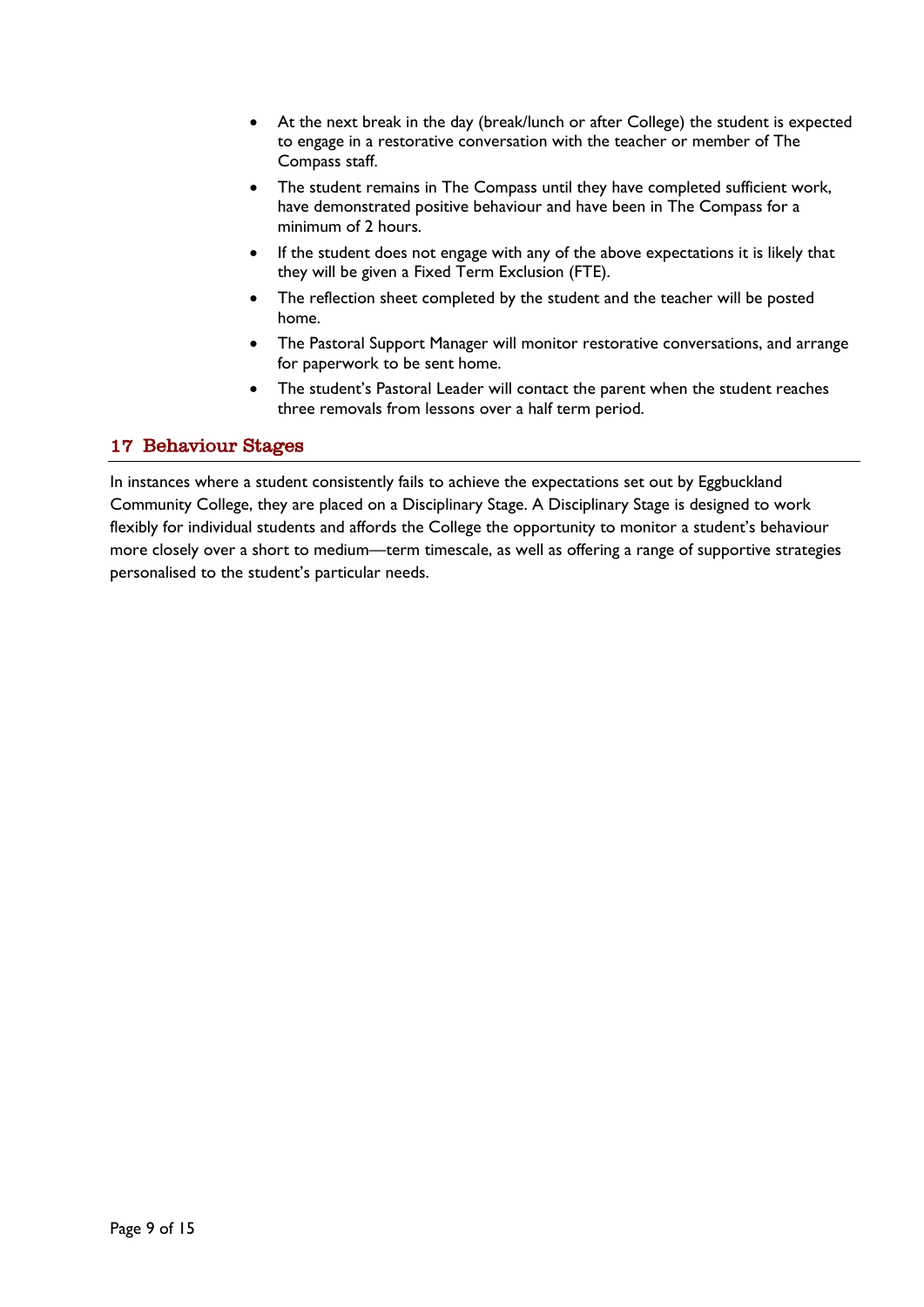- At the next break in the day (break/lunch or after College) the student is expected to engage in a restorative conversation with the teacher or member of The Compass staff.
- The student remains in The Compass until they have completed sufficient work, have demonstrated positive behaviour and have been in The Compass for a minimum of 2 hours.
- If the student does not engage with any of the above expectations it is likely that they will be given a Fixed Term Exclusion (FTE).
- The reflection sheet completed by the student and the teacher will be posted home.
- The Pastoral Support Manager will monitor restorative conversations, and arrange for paperwork to be sent home.
- The student's Pastoral Leader will contact the parent when the student reaches three removals from lessons over a half term period.

## 17 Behaviour Stages

In instances where a student consistently fails to achieve the expectations set out by Eggbuckland Community College, they are placed on a Disciplinary Stage. A Disciplinary Stage is designed to work flexibly for individual students and affords the College the opportunity to monitor a student's behaviour more closely over a short to medium—term timescale, as well as offering a range of supportive strategies personalised to the student's particular needs.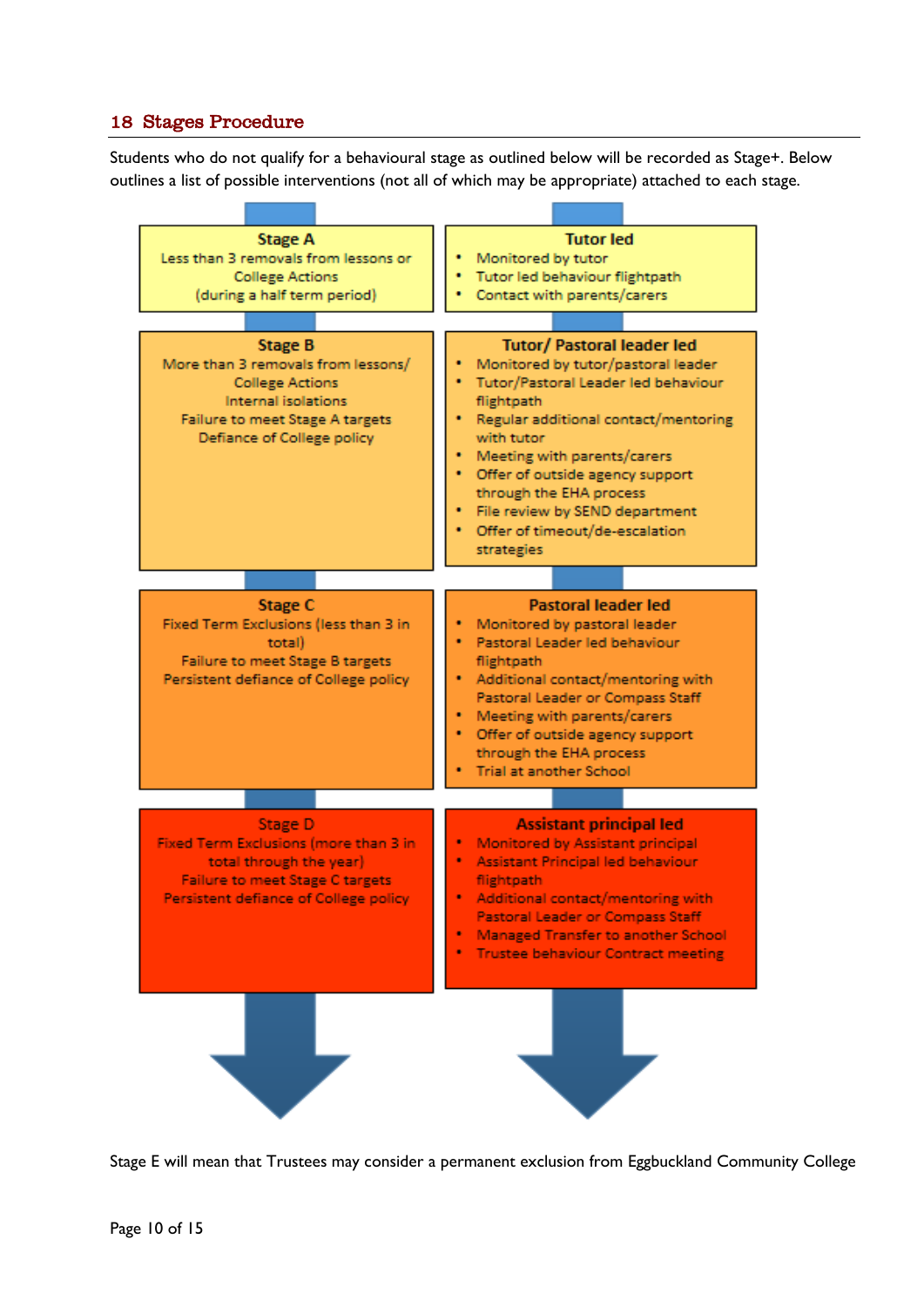## 18 Stages Procedure

Students who do not qualify for a behavioural stage as outlined below will be recorded as Stage+. Below outlines a list of possible interventions (not all of which may be appropriate) attached to each stage.

| Stage | Intervention |
|---|---|
| **Stage A**<br>Less than 3 removals from lessons or College Actions<br>(during a half term period) | **Tutor led**<br>• Monitored by tutor<br>• Tutor led behaviour flightpath<br>• Contact with parents/carers |
| **Stage B**<br>More than 3 removals from lessons/ College Actions<br>Internal isolations<br>Failure to meet Stage A targets<br>Defiance of College policy | **Tutor/ Pastoral leader led**<br>• Monitored by tutor/pastoral leader<br>• Tutor/Pastoral Leader led behaviour flightpath<br>• Regular additional contact/mentoring with tutor<br>• Meeting with parents/carers<br>• Offer of outside agency support through the EHA process<br>• File review by SEND department<br>• Offer of timeout/de-escalation strategies |
| **Stage C**<br>Fixed Term Exclusions (less than 3 in total)<br>Failure to meet Stage B targets<br>Persistent defiance of College policy | **Pastoral leader led**<br>• Monitored by pastoral leader<br>• Pastoral Leader led behaviour flightpath<br>• Additional contact/mentoring with Pastoral Leader or Compass Staff<br>• Meeting with parents/carers<br>• Offer of outside agency support through the EHA process<br>• Trial at another School |
| **Stage D**<br>Fixed Term Exclusions (more than 3 in total through the year)<br>Failure to meet Stage C targets<br>Persistent defiance of College policy | **Assistant principal led**<br>• Monitored by Assistant principal<br>• Assistant Principal led behaviour flightpath<br>• Additional contact/mentoring with Pastoral Leader or Compass Staff<br>• Managed Transfer to another School<br>• Trustee behaviour Contract meeting |

Stage E will mean that Trustees may consider a permanent exclusion from Eggbuckland Community College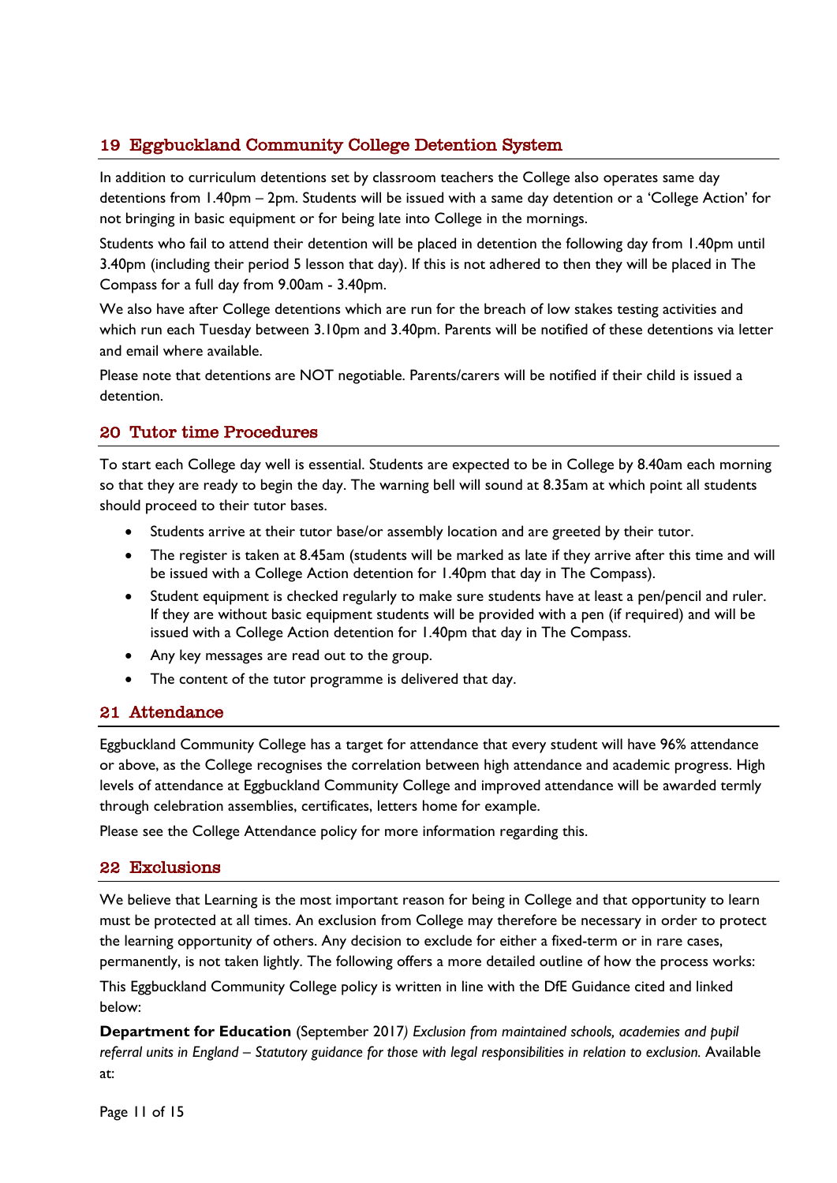## 19 Eggbuckland Community College Detention System

In addition to curriculum detentions set by classroom teachers the College also operates same day detentions from 1.40pm – 2pm. Students will be issued with a same day detention or a 'College Action' for not bringing in basic equipment or for being late into College in the mornings.

Students who fail to attend their detention will be placed in detention the following day from 1.40pm until 3.40pm (including their period 5 lesson that day). If this is not adhered to then they will be placed in The Compass for a full day from 9.00am - 3.40pm.

We also have after College detentions which are run for the breach of low stakes testing activities and which run each Tuesday between 3.10pm and 3.40pm. Parents will be notified of these detentions via letter and email where available.

Please note that detentions are NOT negotiable. Parents/carers will be notified if their child is issued a detention.

## 20 Tutor time Procedures

To start each College day well is essential. Students are expected to be in College by 8.40am each morning so that they are ready to begin the day. The warning bell will sound at 8.35am at which point all students should proceed to their tutor bases.

- Students arrive at their tutor base/or assembly location and are greeted by their tutor.
- The register is taken at 8.45am (students will be marked as late if they arrive after this time and will be issued with a College Action detention for 1.40pm that day in The Compass).
- Student equipment is checked regularly to make sure students have at least a pen/pencil and ruler. If they are without basic equipment students will be provided with a pen (if required) and will be issued with a College Action detention for 1.40pm that day in The Compass.
- Any key messages are read out to the group.
- The content of the tutor programme is delivered that day.

## 21 Attendance

Eggbuckland Community College has a target for attendance that every student will have 96% attendance or above, as the College recognises the correlation between high attendance and academic progress. High levels of attendance at Eggbuckland Community College and improved attendance will be awarded termly through celebration assemblies, certificates, letters home for example.

Please see the College Attendance policy for more information regarding this.

## 22 Exclusions

We believe that Learning is the most important reason for being in College and that opportunity to learn must be protected at all times. An exclusion from College may therefore be necessary in order to protect the learning opportunity of others. Any decision to exclude for either a fixed-term or in rare cases, permanently, is not taken lightly. The following offers a more detailed outline of how the process works:

This Eggbuckland Community College policy is written in line with the DfE Guidance cited and linked below:

**Department for Education** (September 2017) *Exclusion from maintained schools, academies and pupil referral units in England – Statutory guidance for those with legal responsibilities in relation to exclusion.* Available at: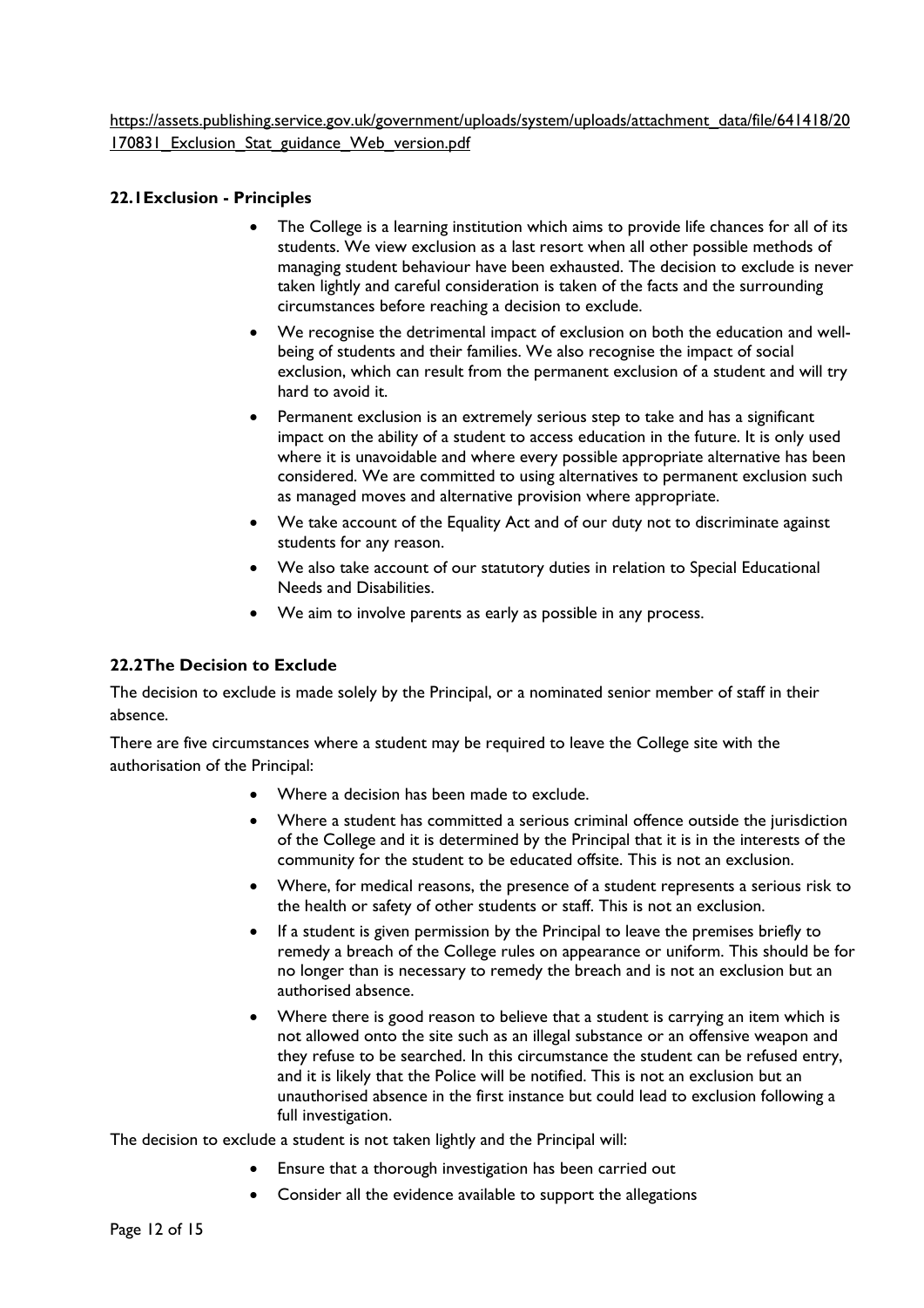https://assets.publishing.service.gov.uk/government/uploads/system/uploads/attachment_data/file/641418/20170831_Exclusion_Stat_guidance_Web_version.pdf

### 22.1 Exclusion - Principles

- The College is a learning institution which aims to provide life chances for all of its students. We view exclusion as a last resort when all other possible methods of managing student behaviour have been exhausted. The decision to exclude is never taken lightly and careful consideration is taken of the facts and the surrounding circumstances before reaching a decision to exclude.
- We recognise the detrimental impact of exclusion on both the education and well-being of students and their families. We also recognise the impact of social exclusion, which can result from the permanent exclusion of a student and will try hard to avoid it.
- Permanent exclusion is an extremely serious step to take and has a significant impact on the ability of a student to access education in the future. It is only used where it is unavoidable and where every possible appropriate alternative has been considered. We are committed to using alternatives to permanent exclusion such as managed moves and alternative provision where appropriate.
- We take account of the Equality Act and of our duty not to discriminate against students for any reason.
- We also take account of our statutory duties in relation to Special Educational Needs and Disabilities.
- We aim to involve parents as early as possible in any process.

### 22.2 The Decision to Exclude

The decision to exclude is made solely by the Principal, or a nominated senior member of staff in their absence.

There are five circumstances where a student may be required to leave the College site with the authorisation of the Principal:

- Where a decision has been made to exclude.
- Where a student has committed a serious criminal offence outside the jurisdiction of the College and it is determined by the Principal that it is in the interests of the community for the student to be educated offsite. This is not an exclusion.
- Where, for medical reasons, the presence of a student represents a serious risk to the health or safety of other students or staff. This is not an exclusion.
- If a student is given permission by the Principal to leave the premises briefly to remedy a breach of the College rules on appearance or uniform. This should be for no longer than is necessary to remedy the breach and is not an exclusion but an authorised absence.
- Where there is good reason to believe that a student is carrying an item which is not allowed onto the site such as an illegal substance or an offensive weapon and they refuse to be searched. In this circumstance the student can be refused entry, and it is likely that the Police will be notified. This is not an exclusion but an unauthorised absence in the first instance but could lead to exclusion following a full investigation.

The decision to exclude a student is not taken lightly and the Principal will:

- Ensure that a thorough investigation has been carried out
- Consider all the evidence available to support the allegations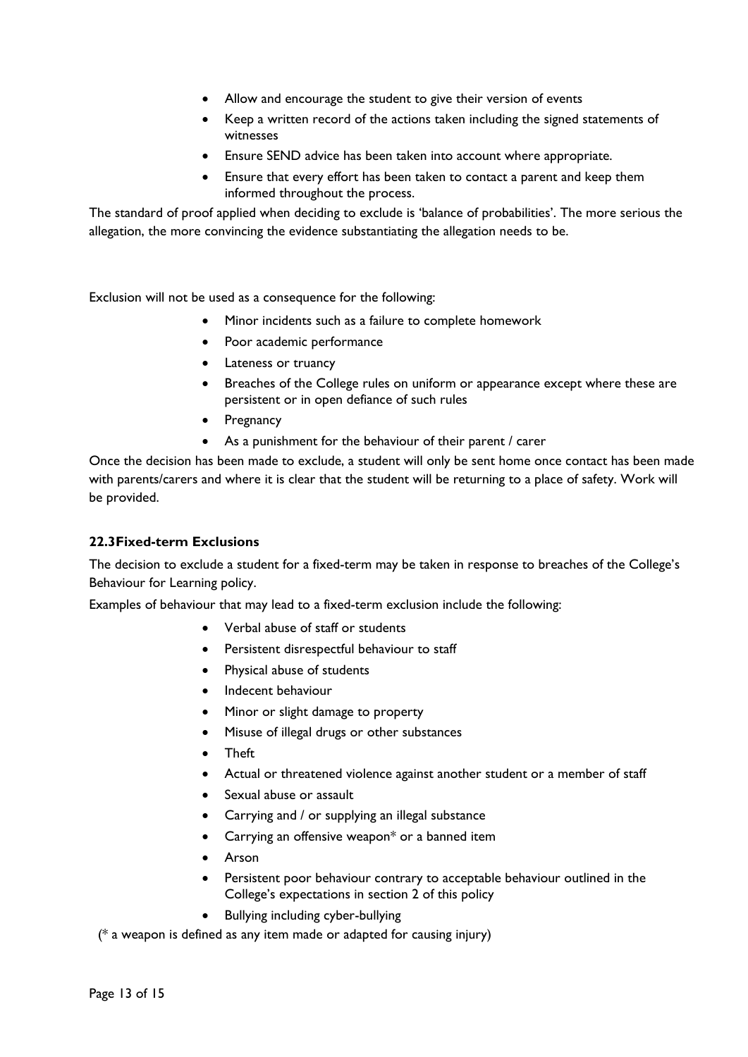- Allow and encourage the student to give their version of events
- Keep a written record of the actions taken including the signed statements of witnesses
- Ensure SEND advice has been taken into account where appropriate.
- Ensure that every effort has been taken to contact a parent and keep them informed throughout the process.

The standard of proof applied when deciding to exclude is 'balance of probabilities'. The more serious the allegation, the more convincing the evidence substantiating the allegation needs to be.

Exclusion will not be used as a consequence for the following:

- Minor incidents such as a failure to complete homework
- Poor academic performance
- Lateness or truancy
- Breaches of the College rules on uniform or appearance except where these are persistent or in open defiance of such rules
- Pregnancy
- As a punishment for the behaviour of their parent / carer

Once the decision has been made to exclude, a student will only be sent home once contact has been made with parents/carers and where it is clear that the student will be returning to a place of safety. Work will be provided.

### 22.3 Fixed-term Exclusions

The decision to exclude a student for a fixed-term may be taken in response to breaches of the College's Behaviour for Learning policy.

Examples of behaviour that may lead to a fixed-term exclusion include the following:

- Verbal abuse of staff or students
- Persistent disrespectful behaviour to staff
- Physical abuse of students
- Indecent behaviour
- Minor or slight damage to property
- Misuse of illegal drugs or other substances
- Theft
- Actual or threatened violence against another student or a member of staff
- Sexual abuse or assault
- Carrying and / or supplying an illegal substance
- Carrying an offensive weapon* or a banned item
- Arson
- Persistent poor behaviour contrary to acceptable behaviour outlined in the College's expectations in section 2 of this policy
- Bullying including cyber-bullying

(* a weapon is defined as any item made or adapted for causing injury)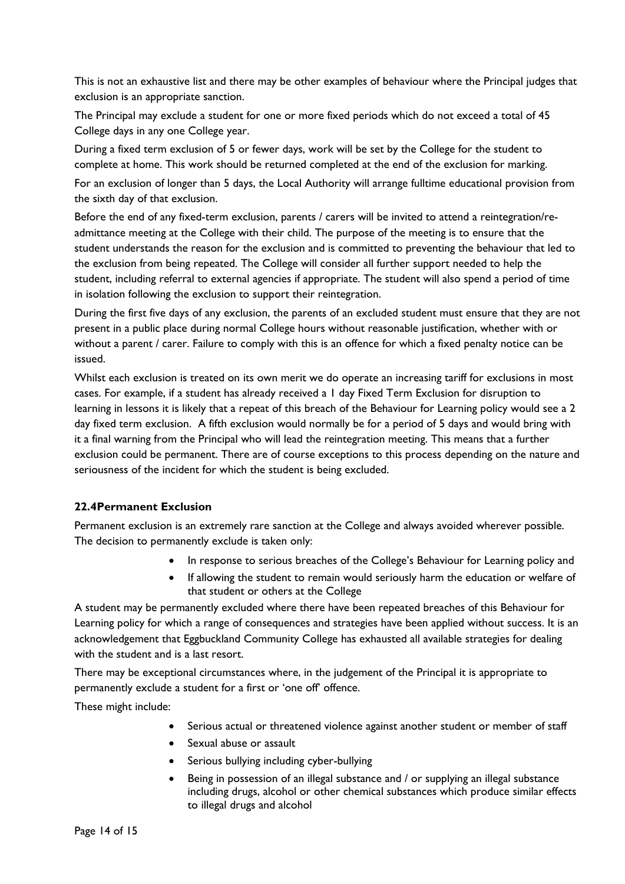This is not an exhaustive list and there may be other examples of behaviour where the Principal judges that exclusion is an appropriate sanction.

The Principal may exclude a student for one or more fixed periods which do not exceed a total of 45 College days in any one College year.

During a fixed term exclusion of 5 or fewer days, work will be set by the College for the student to complete at home. This work should be returned completed at the end of the exclusion for marking.

For an exclusion of longer than 5 days, the Local Authority will arrange fulltime educational provision from the sixth day of that exclusion.

Before the end of any fixed-term exclusion, parents / carers will be invited to attend a reintegration/re-admittance meeting at the College with their child. The purpose of the meeting is to ensure that the student understands the reason for the exclusion and is committed to preventing the behaviour that led to the exclusion from being repeated. The College will consider all further support needed to help the student, including referral to external agencies if appropriate. The student will also spend a period of time in isolation following the exclusion to support their reintegration.

During the first five days of any exclusion, the parents of an excluded student must ensure that they are not present in a public place during normal College hours without reasonable justification, whether with or without a parent / carer. Failure to comply with this is an offence for which a fixed penalty notice can be issued.

Whilst each exclusion is treated on its own merit we do operate an increasing tariff for exclusions in most cases. For example, if a student has already received a 1 day Fixed Term Exclusion for disruption to learning in lessons it is likely that a repeat of this breach of the Behaviour for Learning policy would see a 2 day fixed term exclusion. A fifth exclusion would normally be for a period of 5 days and would bring with it a final warning from the Principal who will lead the reintegration meeting. This means that a further exclusion could be permanent. There are of course exceptions to this process depending on the nature and seriousness of the incident for which the student is being excluded.

### 22.4 Permanent Exclusion

Permanent exclusion is an extremely rare sanction at the College and always avoided wherever possible. The decision to permanently exclude is taken only:

- In response to serious breaches of the College's Behaviour for Learning policy and
- If allowing the student to remain would seriously harm the education or welfare of that student or others at the College

A student may be permanently excluded where there have been repeated breaches of this Behaviour for Learning policy for which a range of consequences and strategies have been applied without success. It is an acknowledgement that Eggbuckland Community College has exhausted all available strategies for dealing with the student and is a last resort.

There may be exceptional circumstances where, in the judgement of the Principal it is appropriate to permanently exclude a student for a first or 'one off' offence.

These might include:

- Serious actual or threatened violence against another student or member of staff
- Sexual abuse or assault
- Serious bullying including cyber-bullying
- Being in possession of an illegal substance and / or supplying an illegal substance including drugs, alcohol or other chemical substances which produce similar effects to illegal drugs and alcohol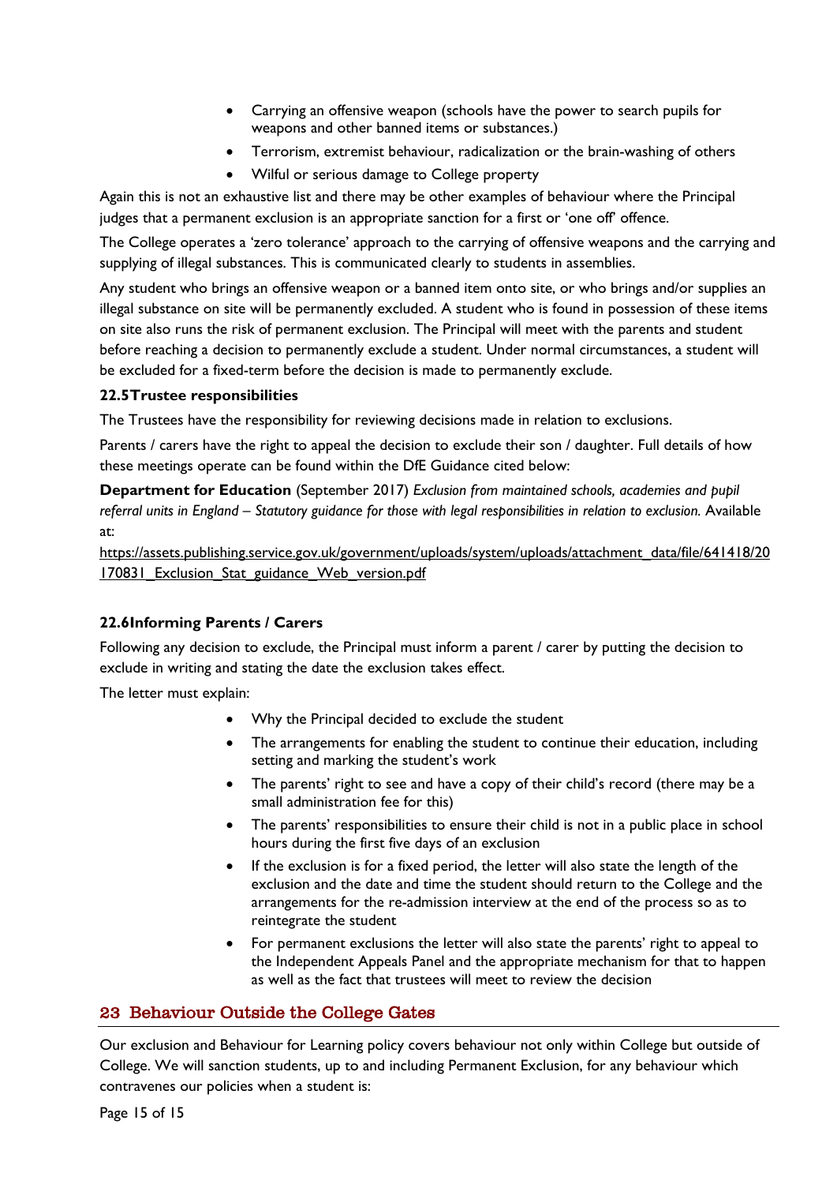- Carrying an offensive weapon (schools have the power to search pupils for weapons and other banned items or substances.)
- Terrorism, extremist behaviour, radicalization or the brain-washing of others
- Wilful or serious damage to College property

Again this is not an exhaustive list and there may be other examples of behaviour where the Principal judges that a permanent exclusion is an appropriate sanction for a first or 'one off' offence.

The College operates a 'zero tolerance' approach to the carrying of offensive weapons and the carrying and supplying of illegal substances. This is communicated clearly to students in assemblies.

Any student who brings an offensive weapon or a banned item onto site, or who brings and/or supplies an illegal substance on site will be permanently excluded. A student who is found in possession of these items on site also runs the risk of permanent exclusion. The Principal will meet with the parents and student before reaching a decision to permanently exclude a student. Under normal circumstances, a student will be excluded for a fixed-term before the decision is made to permanently exclude.

### 22.5 Trustee responsibilities

The Trustees have the responsibility for reviewing decisions made in relation to exclusions.

Parents / carers have the right to appeal the decision to exclude their son / daughter. Full details of how these meetings operate can be found within the DfE Guidance cited below:

**Department for Education** (September 2017) *Exclusion from maintained schools, academies and pupil referral units in England – Statutory guidance for those with legal responsibilities in relation to exclusion.* Available at:

https://assets.publishing.service.gov.uk/government/uploads/system/uploads/attachment_data/file/641418/20170831_Exclusion_Stat_guidance_Web_version.pdf

### 22.6 Informing Parents / Carers

Following any decision to exclude, the Principal must inform a parent / carer by putting the decision to exclude in writing and stating the date the exclusion takes effect.

The letter must explain:

- Why the Principal decided to exclude the student
- The arrangements for enabling the student to continue their education, including setting and marking the student's work
- The parents' right to see and have a copy of their child's record (there may be a small administration fee for this)
- The parents' responsibilities to ensure their child is not in a public place in school hours during the first five days of an exclusion
- If the exclusion is for a fixed period, the letter will also state the length of the exclusion and the date and time the student should return to the College and the arrangements for the re-admission interview at the end of the process so as to reintegrate the student
- For permanent exclusions the letter will also state the parents' right to appeal to the Independent Appeals Panel and the appropriate mechanism for that to happen as well as the fact that trustees will meet to review the decision

## 23 Behaviour Outside the College Gates

Our exclusion and Behaviour for Learning policy covers behaviour not only within College but outside of College. We will sanction students, up to and including Permanent Exclusion, for any behaviour which contravenes our policies when a student is: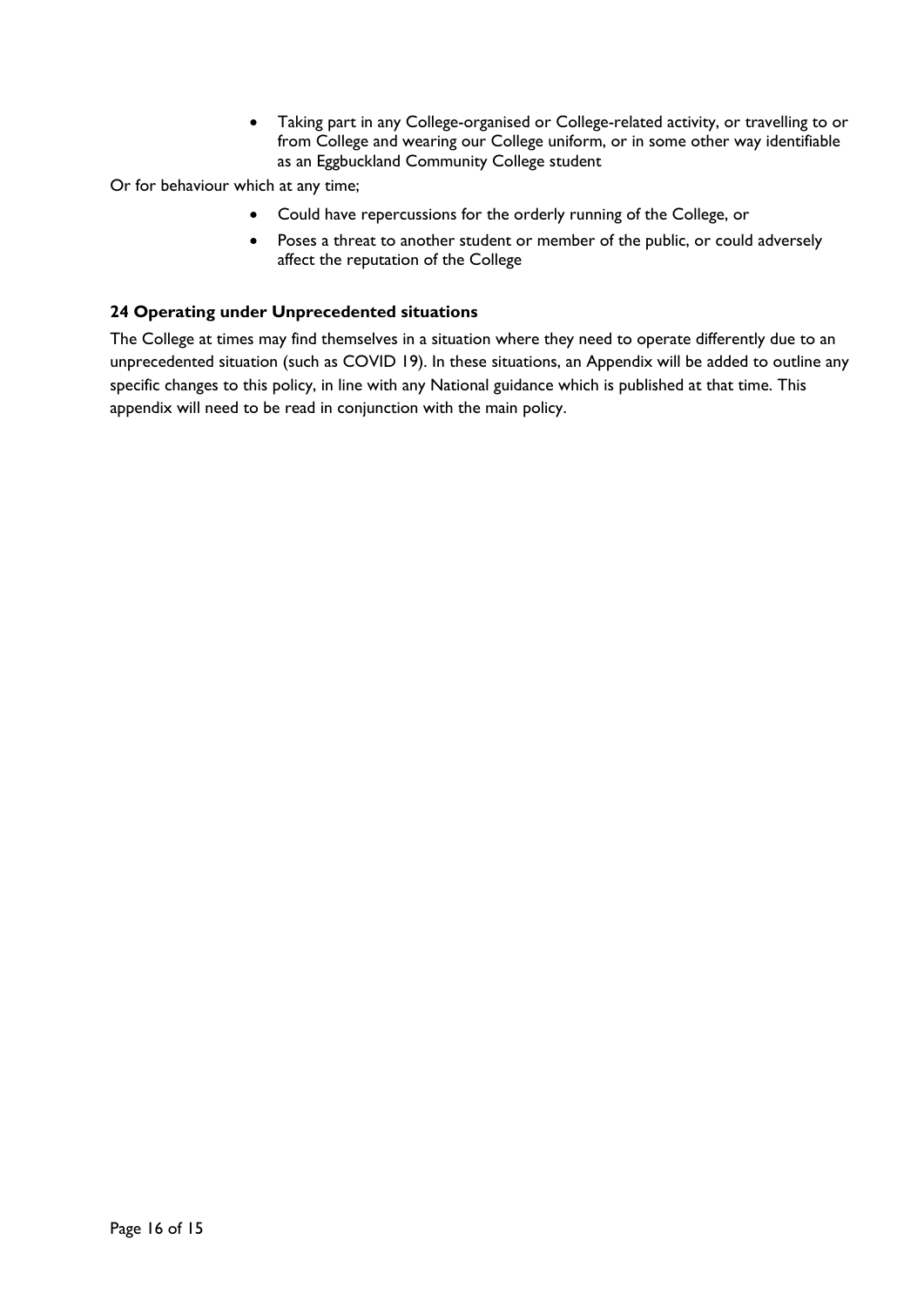- Taking part in any College-organised or College-related activity, or travelling to or from College and wearing our College uniform, or in some other way identifiable as an Eggbuckland Community College student

Or for behaviour which at any time;

- Could have repercussions for the orderly running of the College, or
- Poses a threat to another student or member of the public, or could adversely affect the reputation of the College

## 24 Operating under Unprecedented situations

The College at times may find themselves in a situation where they need to operate differently due to an unprecedented situation (such as COVID 19). In these situations, an Appendix will be added to outline any specific changes to this policy, in line with any National guidance which is published at that time. This appendix will need to be read in conjunction with the main policy.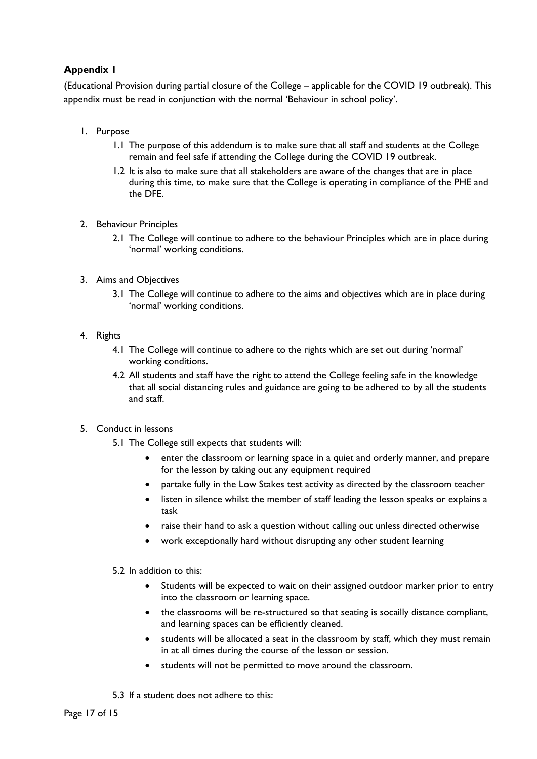**Appendix 1**

(Educational Provision during partial closure of the College – applicable for the COVID 19 outbreak). This appendix must be read in conjunction with the normal 'Behaviour in school policy'.

1. Purpose
    - 1.1 The purpose of this addendum is to make sure that all staff and students at the College remain and feel safe if attending the College during the COVID 19 outbreak.
    - 1.2 It is also to make sure that all stakeholders are aware of the changes that are in place during this time, to make sure that the College is operating in compliance of the PHE and the DFE.

2. Behaviour Principles
    - 2.1 The College will continue to adhere to the behaviour Principles which are in place during 'normal' working conditions.

3. Aims and Objectives
    - 3.1 The College will continue to adhere to the aims and objectives which are in place during 'normal' working conditions.

4. Rights
    - 4.1 The College will continue to adhere to the rights which are set out during 'normal' working conditions.
    - 4.2 All students and staff have the right to attend the College feeling safe in the knowledge that all social distancing rules and guidance are going to be adhered to by all the students and staff.

5. Conduct in lessons
    - 5.1 The College still expects that students will:
        - enter the classroom or learning space in a quiet and orderly manner, and prepare for the lesson by taking out any equipment required
        - partake fully in the Low Stakes test activity as directed by the classroom teacher
        - listen in silence whilst the member of staff leading the lesson speaks or explains a task
        - raise their hand to ask a question without calling out unless directed otherwise
        - work exceptionally hard without disrupting any other student learning
    - 5.2 In addition to this:
        - Students will be expected to wait on their assigned outdoor marker prior to entry into the classroom or learning space.
        - the classrooms will be re-structured so that seating is socailly distance compliant, and learning spaces can be efficiently cleaned.
        - students will be allocated a seat in the classroom by staff, which they must remain in at all times during the course of the lesson or session.
        - students will not be permitted to move around the classroom.
    - 5.3 If a student does not adhere to this: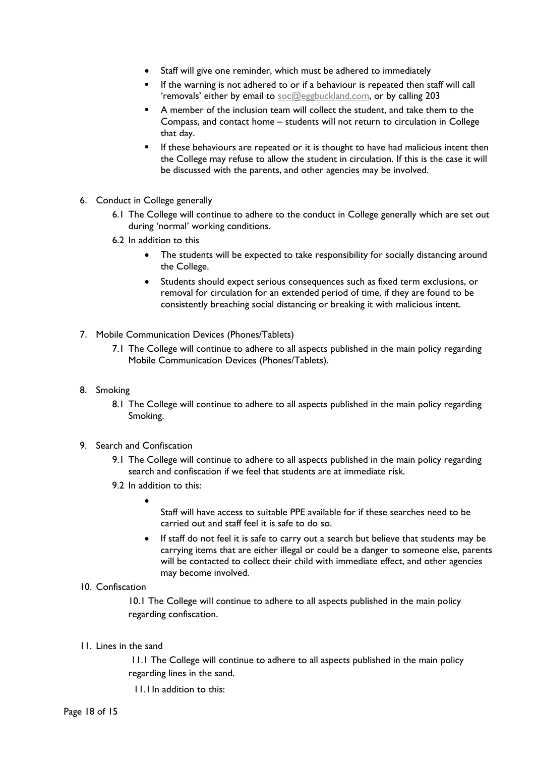- Staff will give one reminder, which must be adhered to immediately
- If the warning is not adhered to or if a behaviour is repeated then staff will call 'removals' either by email to soc@eggbuckland.com, or by calling 203
- A member of the inclusion team will collect the student, and take them to the Compass, and contact home – students will not return to circulation in College that day.
- If these behaviours are repeated or it is thought to have had malicious intent then the College may refuse to allow the student in circulation. If this is the case it will be discussed with the parents, and other agencies may be involved.

6. Conduct in College generally
    6.1 The College will continue to adhere to the conduct in College generally which are set out during 'normal' working conditions.
    6.2 In addition to this
    - The students will be expected to take responsibility for socially distancing around the College.
    - Students should expect serious consequences such as fixed term exclusions, or removal for circulation for an extended period of time, if they are found to be consistently breaching social distancing or breaking it with malicious intent.

7. Mobile Communication Devices (Phones/Tablets)
    7.1 The College will continue to adhere to all aspects published in the main policy regarding Mobile Communication Devices (Phones/Tablets).

8. Smoking
    8.1 The College will continue to adhere to all aspects published in the main policy regarding Smoking.

9. Search and Confiscation
    9.1 The College will continue to adhere to all aspects published in the main policy regarding search and confiscation if we feel that students are at immediate risk.
    9.2 In addition to this:
    - Staff will have access to suitable PPE available for if these searches need to be carried out and staff feel it is safe to do so.
    - If staff do not feel it is safe to carry out a search but believe that students may be carrying items that are either illegal or could be a danger to someone else, parents will be contacted to collect their child with immediate effect, and other agencies may become involved.

10. Confiscation
    10.1 The College will continue to adhere to all aspects published in the main policy regarding confiscation.

11. Lines in the sand
    11.1 The College will continue to adhere to all aspects published in the main policy regarding lines in the sand.
    11.1 In addition to this: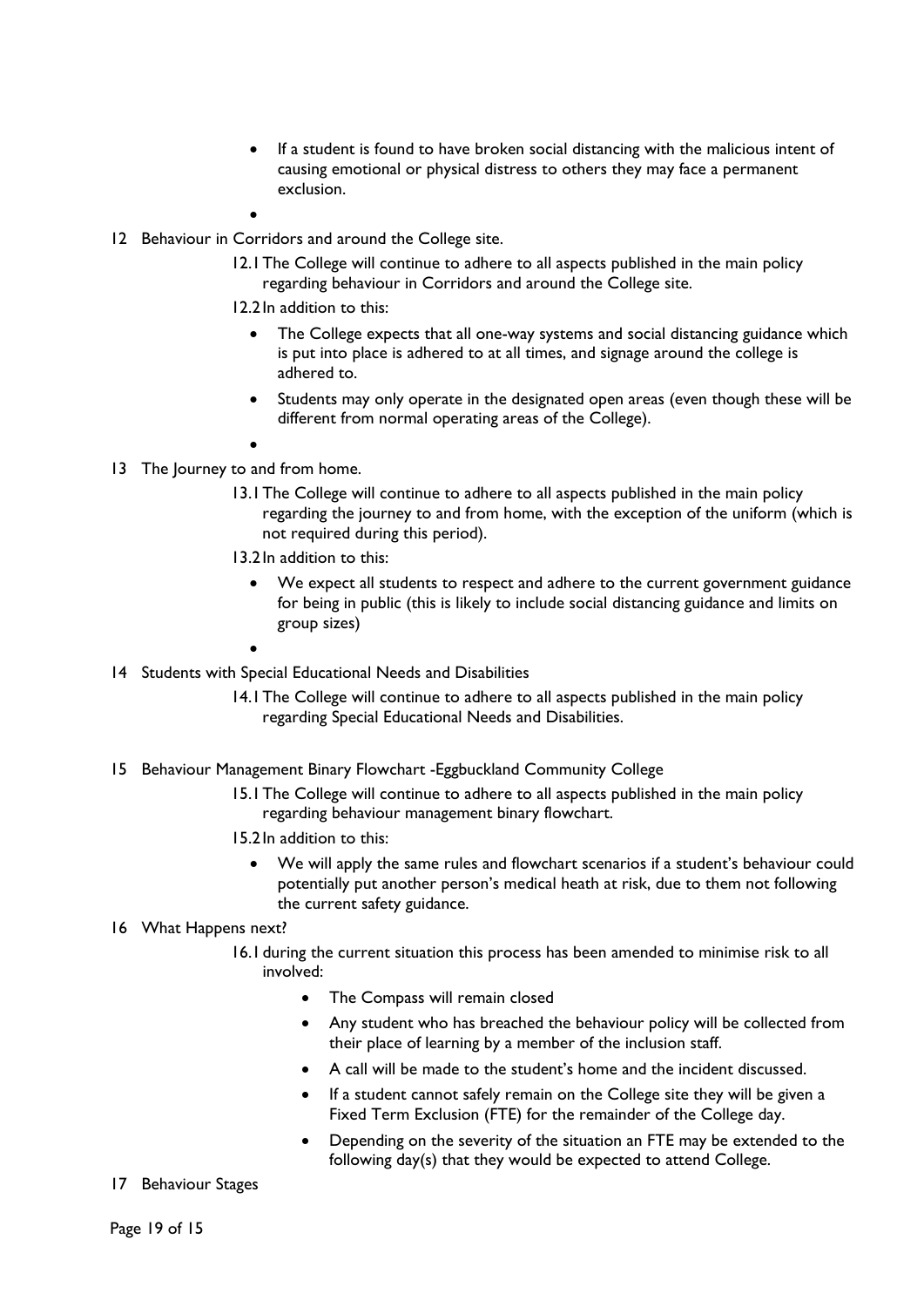- If a student is found to have broken social distancing with the malicious intent of causing emotional or physical distress to others they may face a permanent exclusion.

12 Behaviour in Corridors and around the College site.

12.1 The College will continue to adhere to all aspects published in the main policy regarding behaviour in Corridors and around the College site.

12.2 In addition to this:

- The College expects that all one-way systems and social distancing guidance which is put into place is adhered to at all times, and signage around the college is adhered to.
- Students may only operate in the designated open areas (even though these will be different from normal operating areas of the College).

13 The Journey to and from home.

13.1 The College will continue to adhere to all aspects published in the main policy regarding the journey to and from home, with the exception of the uniform (which is not required during this period).

13.2 In addition to this:

- We expect all students to respect and adhere to the current government guidance for being in public (this is likely to include social distancing guidance and limits on group sizes)

14 Students with Special Educational Needs and Disabilities

14.1 The College will continue to adhere to all aspects published in the main policy regarding Special Educational Needs and Disabilities.

15 Behaviour Management Binary Flowchart -Eggbuckland Community College

15.1 The College will continue to adhere to all aspects published in the main policy regarding behaviour management binary flowchart.

15.2 In addition to this:

- We will apply the same rules and flowchart scenarios if a student's behaviour could potentially put another person's medical heath at risk, due to them not following the current safety guidance.

16 What Happens next?

16.1 during the current situation this process has been amended to minimise risk to all involved:

- The Compass will remain closed
- Any student who has breached the behaviour policy will be collected from their place of learning by a member of the inclusion staff.
- A call will be made to the student's home and the incident discussed.
- If a student cannot safely remain on the College site they will be given a Fixed Term Exclusion (FTE) for the remainder of the College day.
- Depending on the severity of the situation an FTE may be extended to the following day(s) that they would be expected to attend College.

17 Behaviour Stages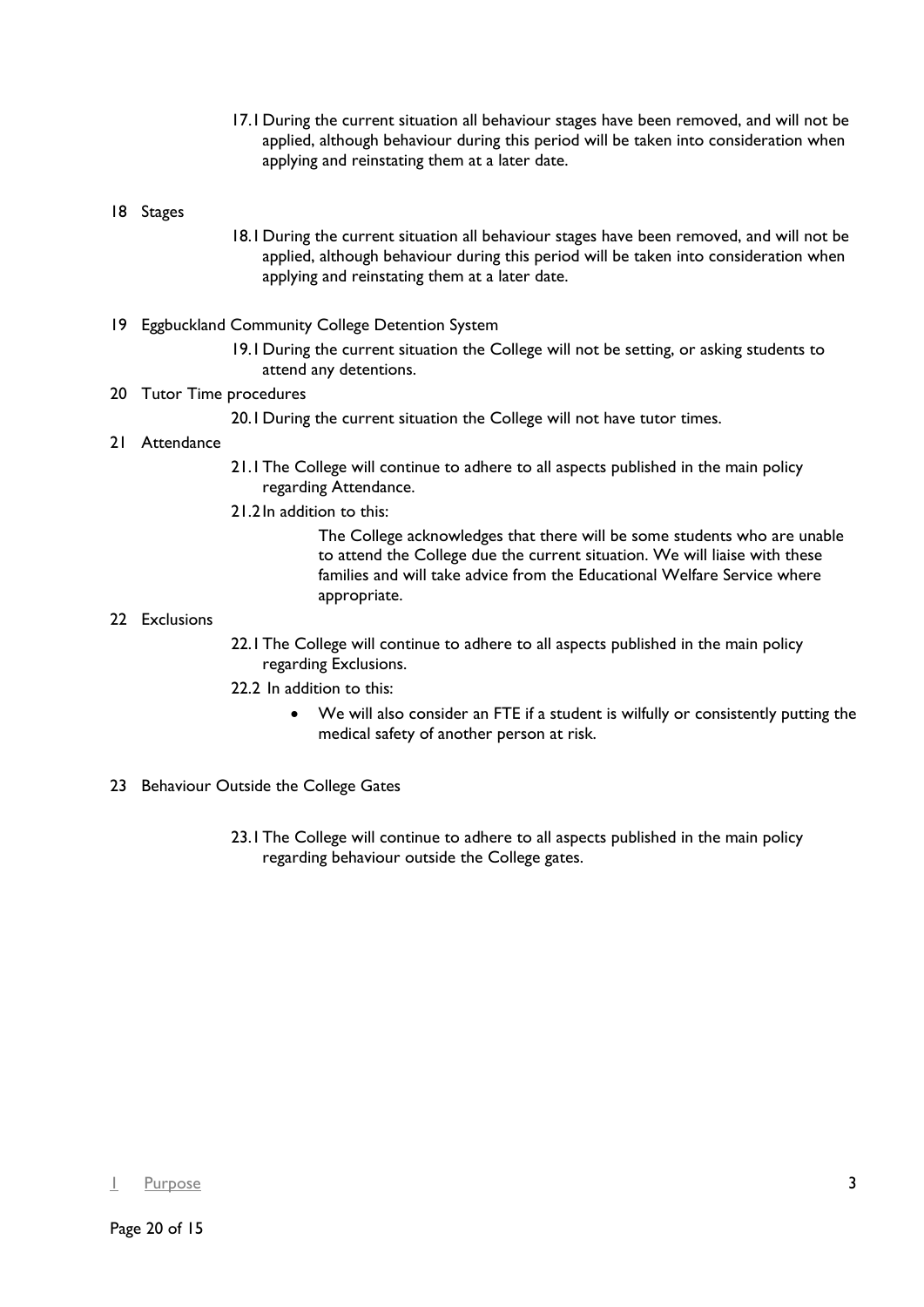17.1 During the current situation all behaviour stages have been removed, and will not be applied, although behaviour during this period will be taken into consideration when applying and reinstating them at a later date.

## 18 Stages

18.1 During the current situation all behaviour stages have been removed, and will not be applied, although behaviour during this period will be taken into consideration when applying and reinstating them at a later date.

## 19 Eggbuckland Community College Detention System

19.1 During the current situation the College will not be setting, or asking students to attend any detentions.

## 20 Tutor Time procedures

20.1 During the current situation the College will not have tutor times.

## 21 Attendance

21.1 The College will continue to adhere to all aspects published in the main policy regarding Attendance.

21.2 In addition to this:

The College acknowledges that there will be some students who are unable to attend the College due the current situation. We will liaise with these families and will take advice from the Educational Welfare Service where appropriate.

## 22 Exclusions

22.1 The College will continue to adhere to all aspects published in the main policy regarding Exclusions.

22.2 In addition to this:

- We will also consider an FTE if a student is wilfully or consistently putting the medical safety of another person at risk.

## 23 Behaviour Outside the College Gates

23.1 The College will continue to adhere to all aspects published in the main policy regarding behaviour outside the College gates.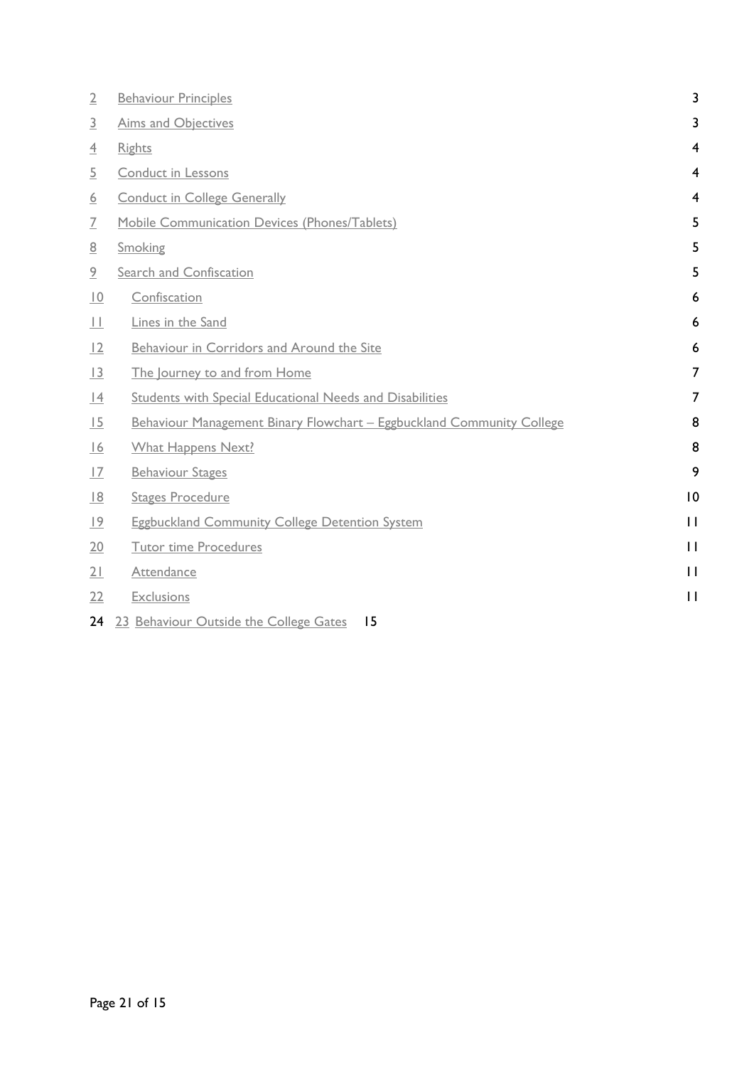| | | |
|---|---|---|
| 2 | Behaviour Principles | 3 |
| 3 | Aims and Objectives | 3 |
| 4 | Rights | 4 |
| 5 | Conduct in Lessons | 4 |
| 6 | Conduct in College Generally | 4 |
| 7 | Mobile Communication Devices (Phones/Tablets) | 5 |
| 8 | Smoking | 5 |
| 9 | Search and Confiscation | 5 |
| 10 | Confiscation | 6 |
| 11 | Lines in the Sand | 6 |
| 12 | Behaviour in Corridors and Around the Site | 6 |
| 13 | The Journey to and from Home | 7 |
| 14 | Students with Special Educational Needs and Disabilities | 7 |
| 15 | Behaviour Management Binary Flowchart – Eggbuckland Community College | 8 |
| 16 | What Happens Next? | 8 |
| 17 | Behaviour Stages | 9 |
| 18 | Stages Procedure | 10 |
| 19 | Eggbuckland Community College Detention System | 11 |
| 20 | Tutor time Procedures | 11 |
| 21 | Attendance | 11 |
| 22 | Exclusions | 11 |
| 24 23 | Behaviour Outside the College Gates | 15 |